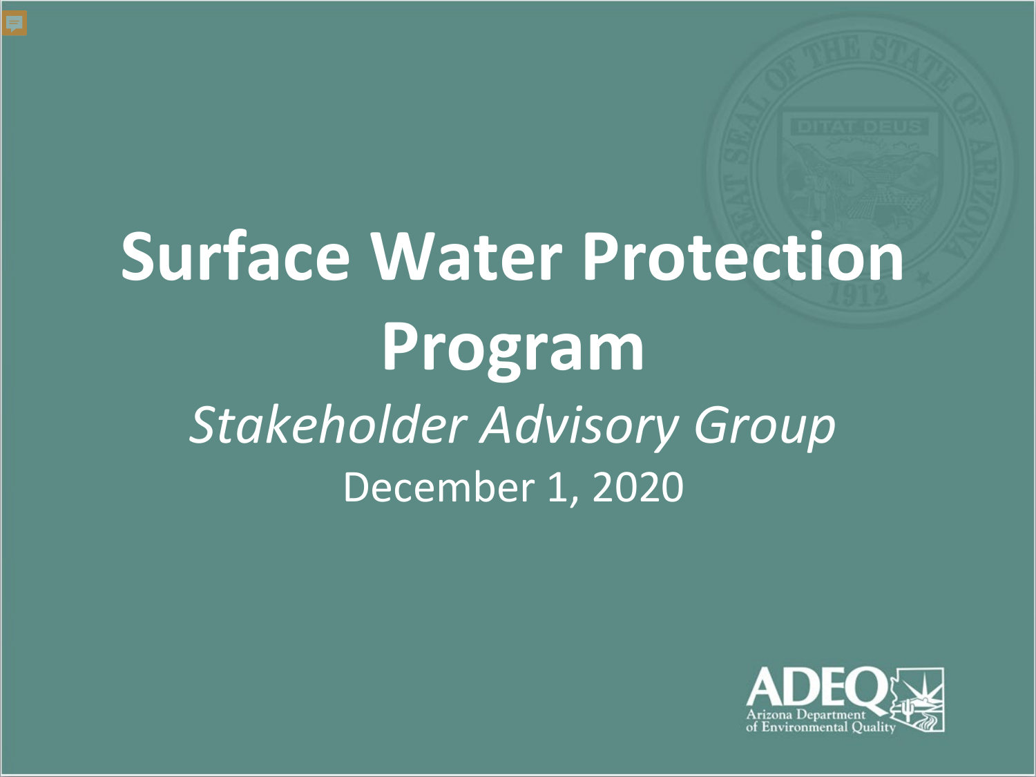# Surface Water Protection Program

*Stakeholder Advisory Group*

December 1, 2020

ADEQ
Arizona Department of Environmental Quality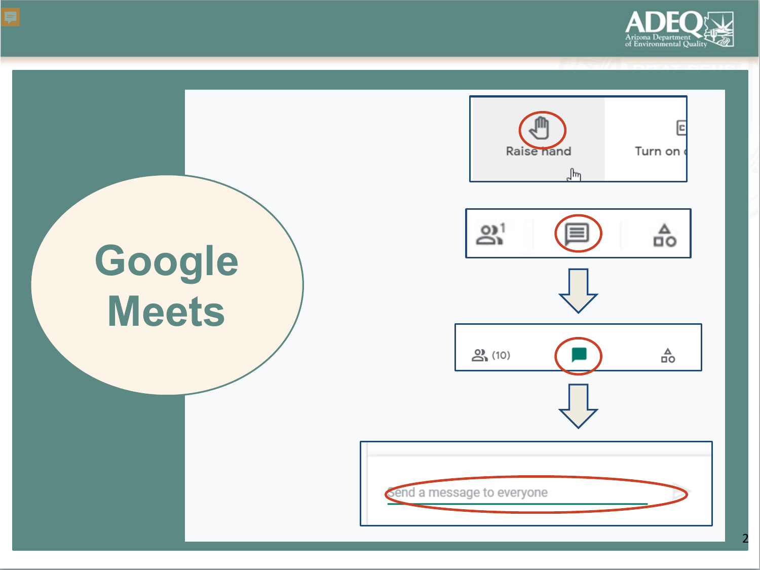# Google Meets

Raise hand

Turn on

(10)

Send a message to everyone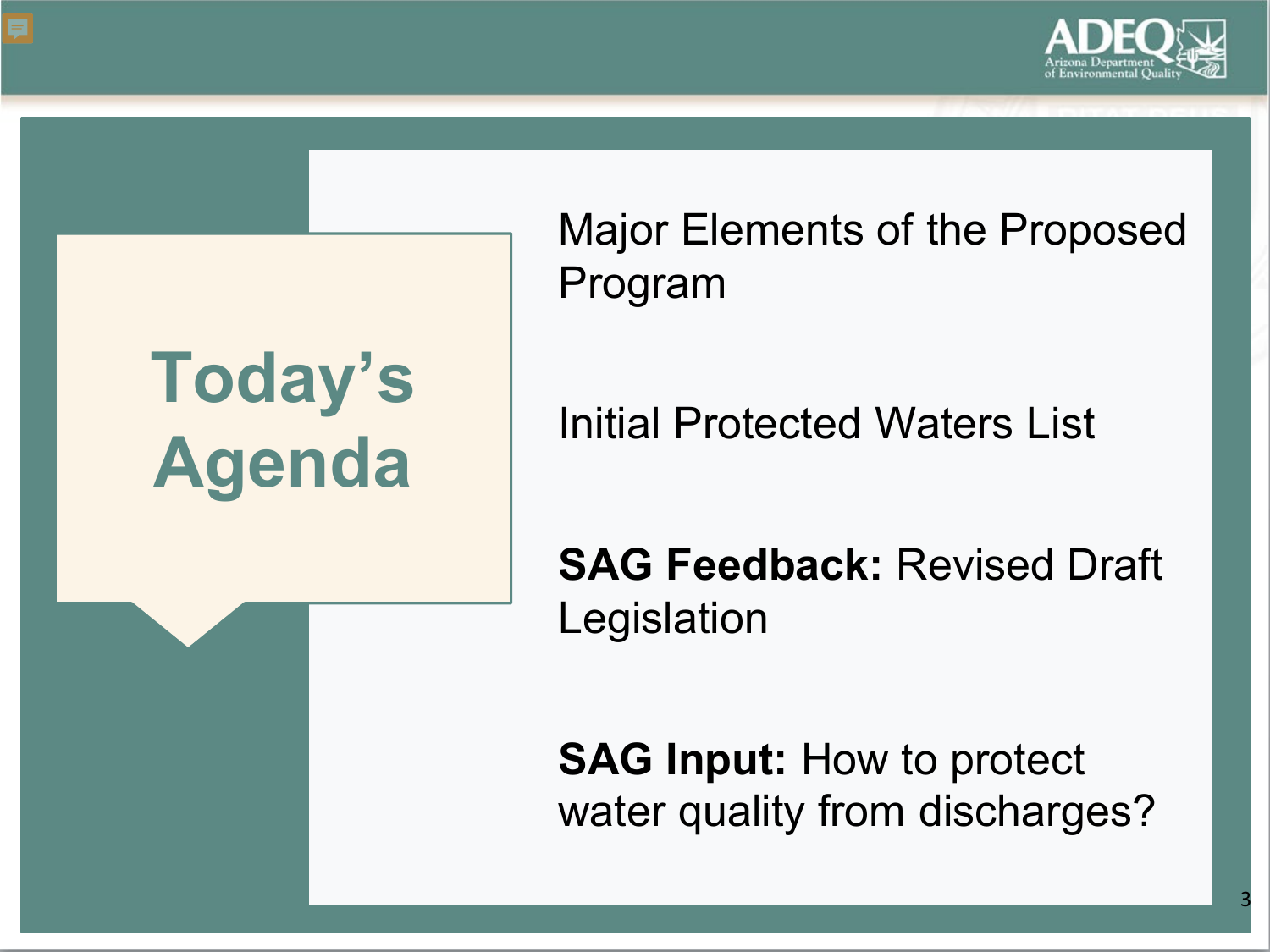# Today's Agenda

Major Elements of the Proposed Program

Initial Protected Waters List

**SAG Feedback:** Revised Draft Legislation

**SAG Input:** How to protect water quality from discharges?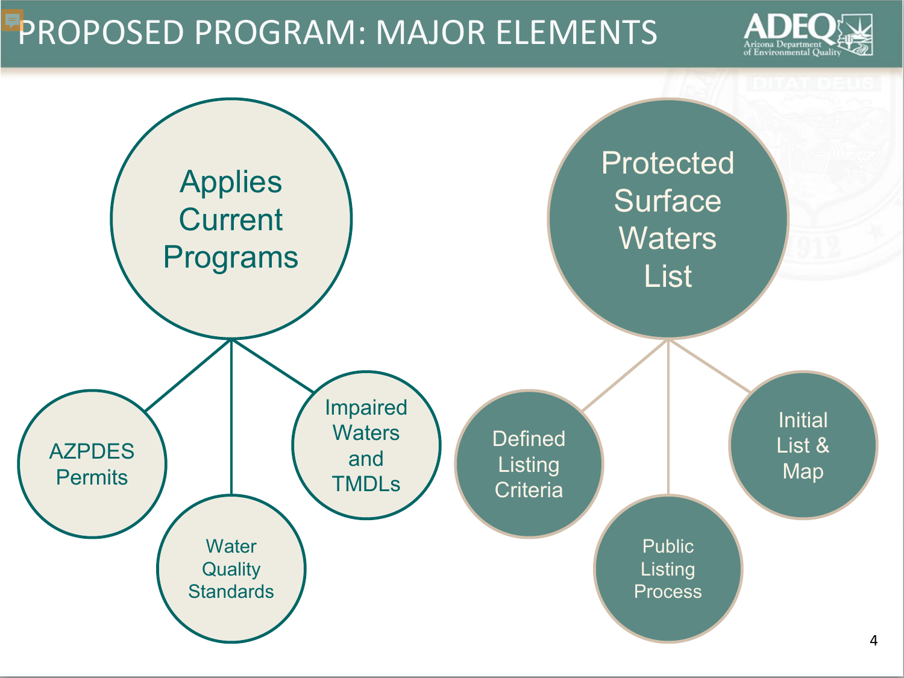# PROPOSED PROGRAM: MAJOR ELEMENTS

- **Applies Current Programs**
  - AZPDES Permits
  - Water Quality Standards
  - Impaired Waters and TMDLs
- **Protected Surface Waters List**
  - Defined Listing Criteria
  - Public Listing Process
  - Initial List & Map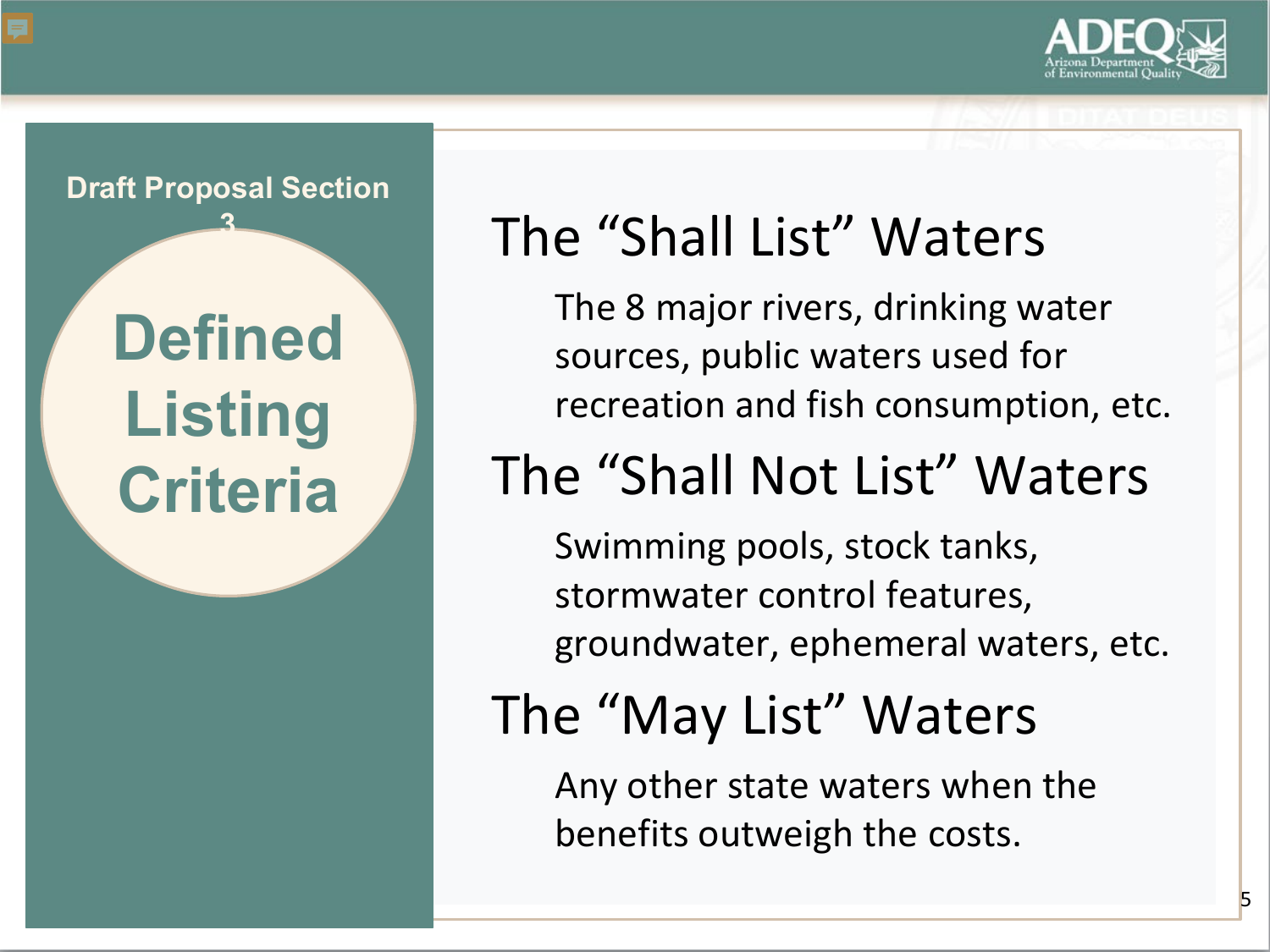Draft Proposal Section 3

# Defined Listing Criteria

## The "Shall List" Waters

The 8 major rivers, drinking water sources, public waters used for recreation and fish consumption, etc.

## The "Shall Not List" Waters

Swimming pools, stock tanks, stormwater control features, groundwater, ephemeral waters, etc.

## The "May List" Waters

Any other state waters when the benefits outweigh the costs.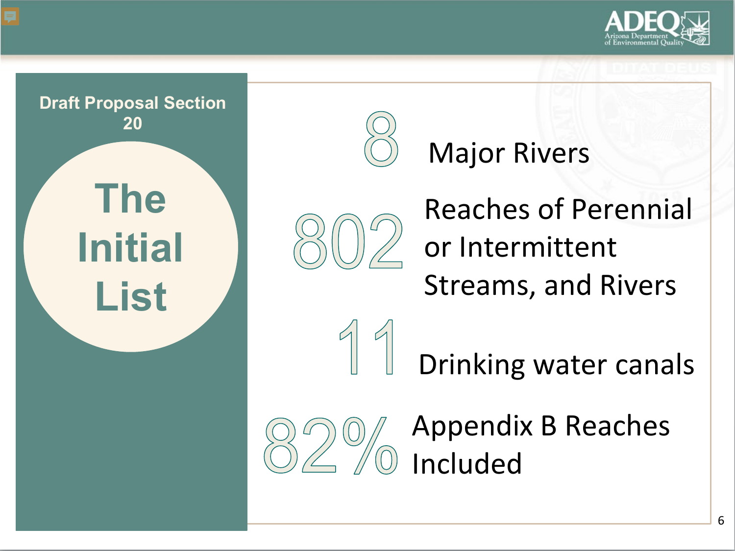**Draft Proposal Section 20**

# The Initial List

- **8** Major Rivers
- **802** Reaches of Perennial or Intermittent Streams, and Rivers
- **11** Drinking water canals
- **82%** Appendix B Reaches Included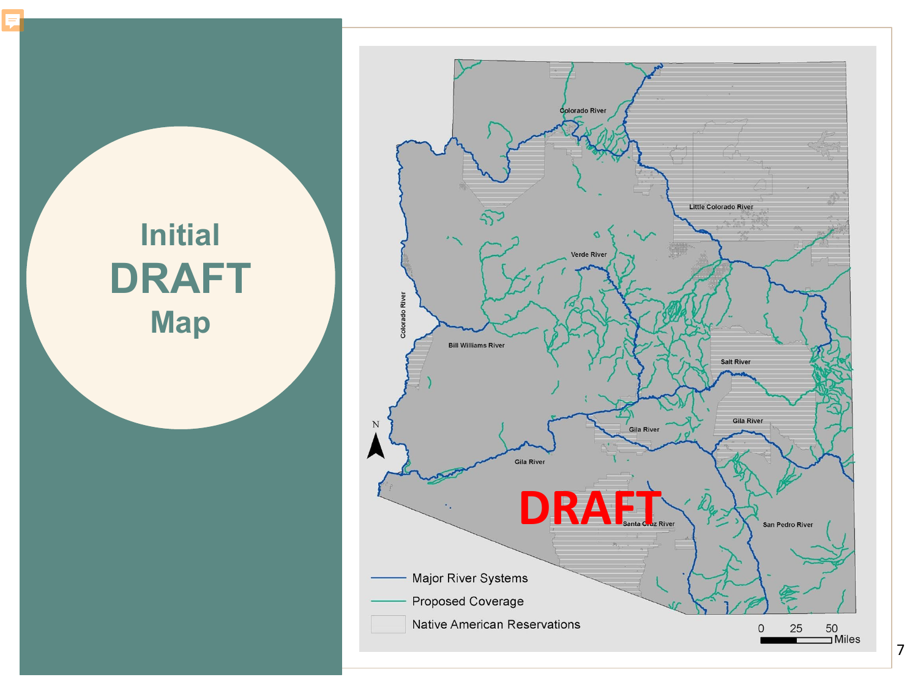# Initial DRAFT Map

DRAFT

Colorado River

Little Colorado River

Verde River

Colorado River

Bill Williams River

Salt River

Gila River

Gila River

Gila River

Santa Cruz River

San Pedro River

N

Major River Systems

Proposed Coverage

Native American Reservations

0 25 50 Miles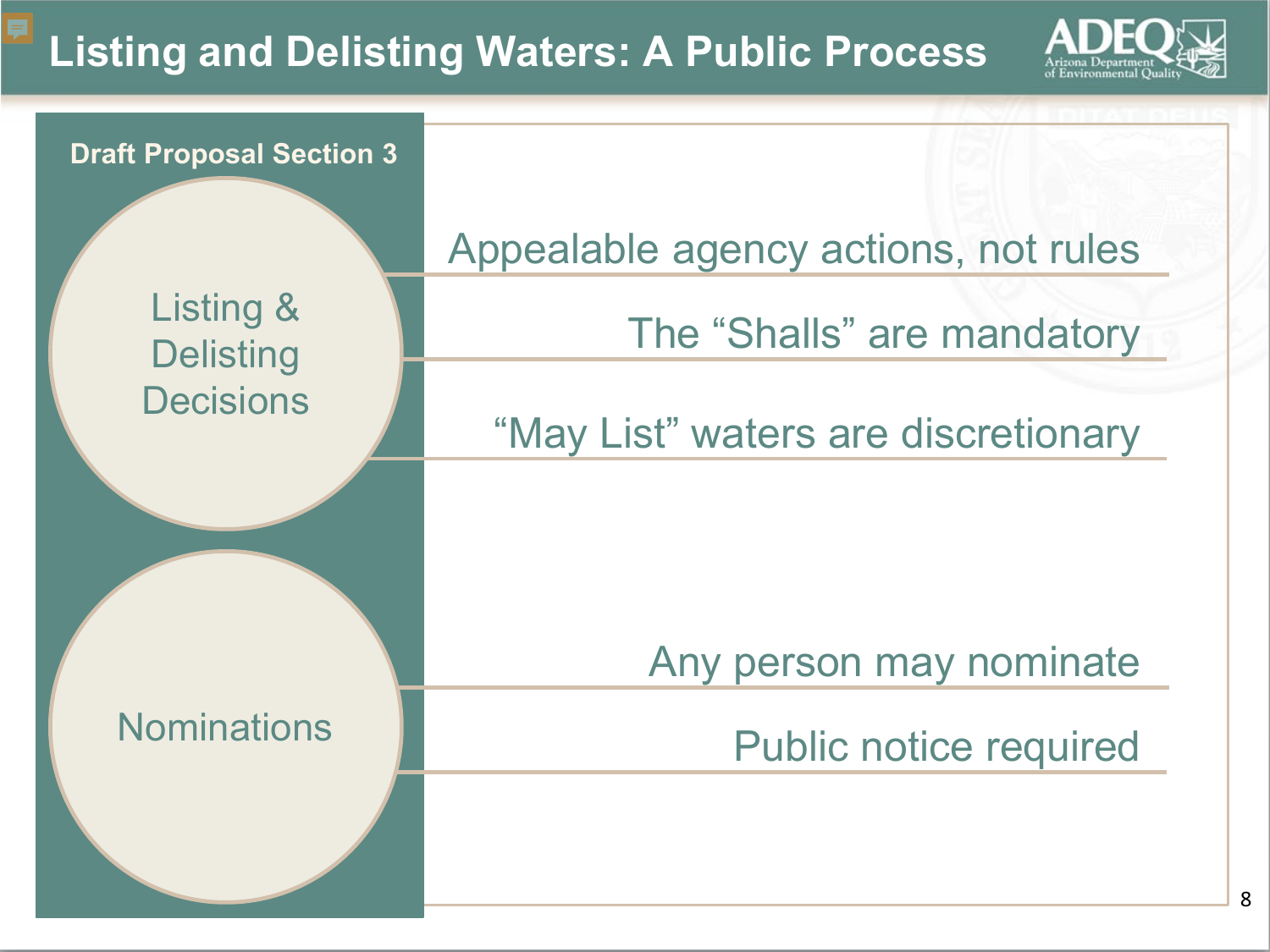# Listing and Delisting Waters: A Public Process

## Draft Proposal Section 3

### Listing & Delisting Decisions

- Appealable agency actions, not rules
- The “Shalls” are mandatory
- “May List” waters are discretionary

### Nominations

- Any person may nominate
- Public notice required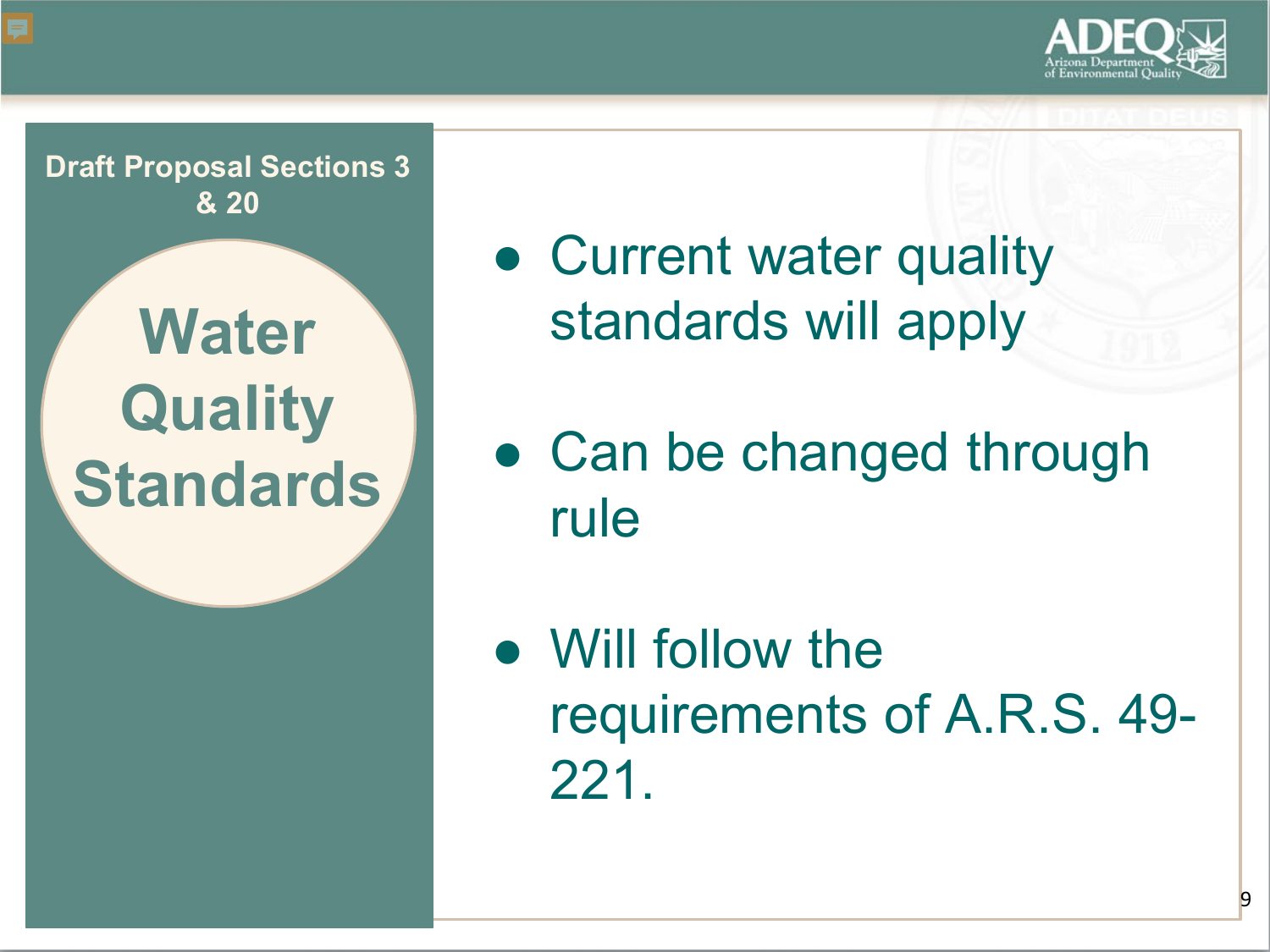**Draft Proposal Sections 3 & 20**

## Water Quality Standards

- Current water quality standards will apply
- Can be changed through rule
- Will follow the requirements of A.R.S. 49-221.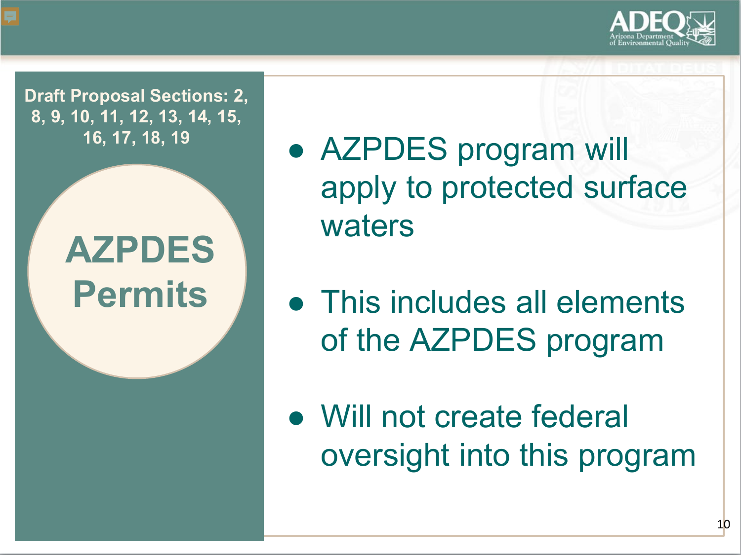Draft Proposal Sections: 2, 8, 9, 10, 11, 12, 13, 14, 15, 16, 17, 18, 19

# AZPDES Permits

- AZPDES program will apply to protected surface waters
- This includes all elements of the AZPDES program
- Will not create federal oversight into this program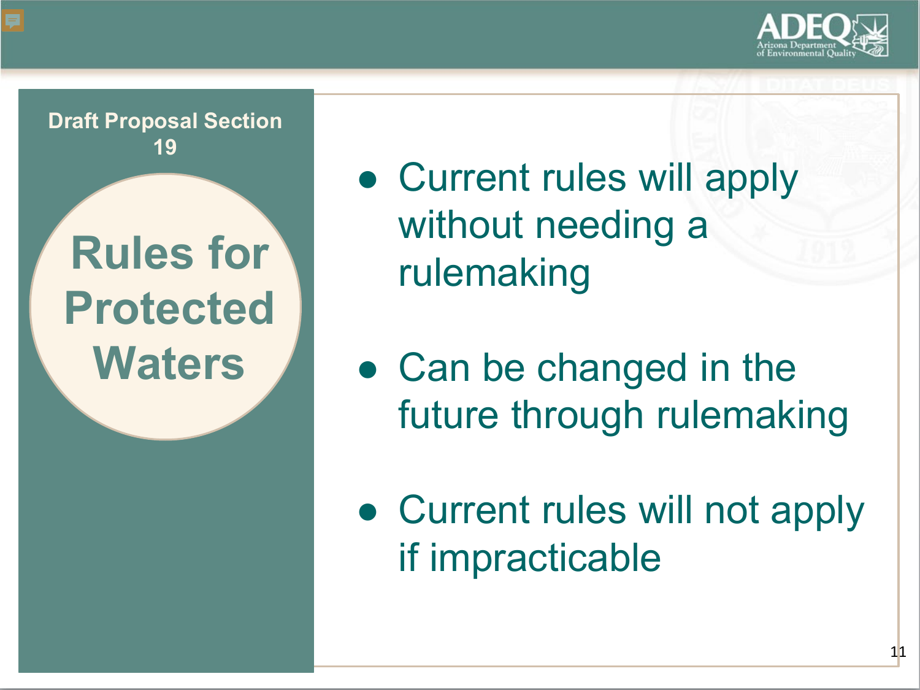Draft Proposal Section 19

## Rules for Protected Waters

- Current rules will apply without needing a rulemaking
- Can be changed in the future through rulemaking
- Current rules will not apply if impracticable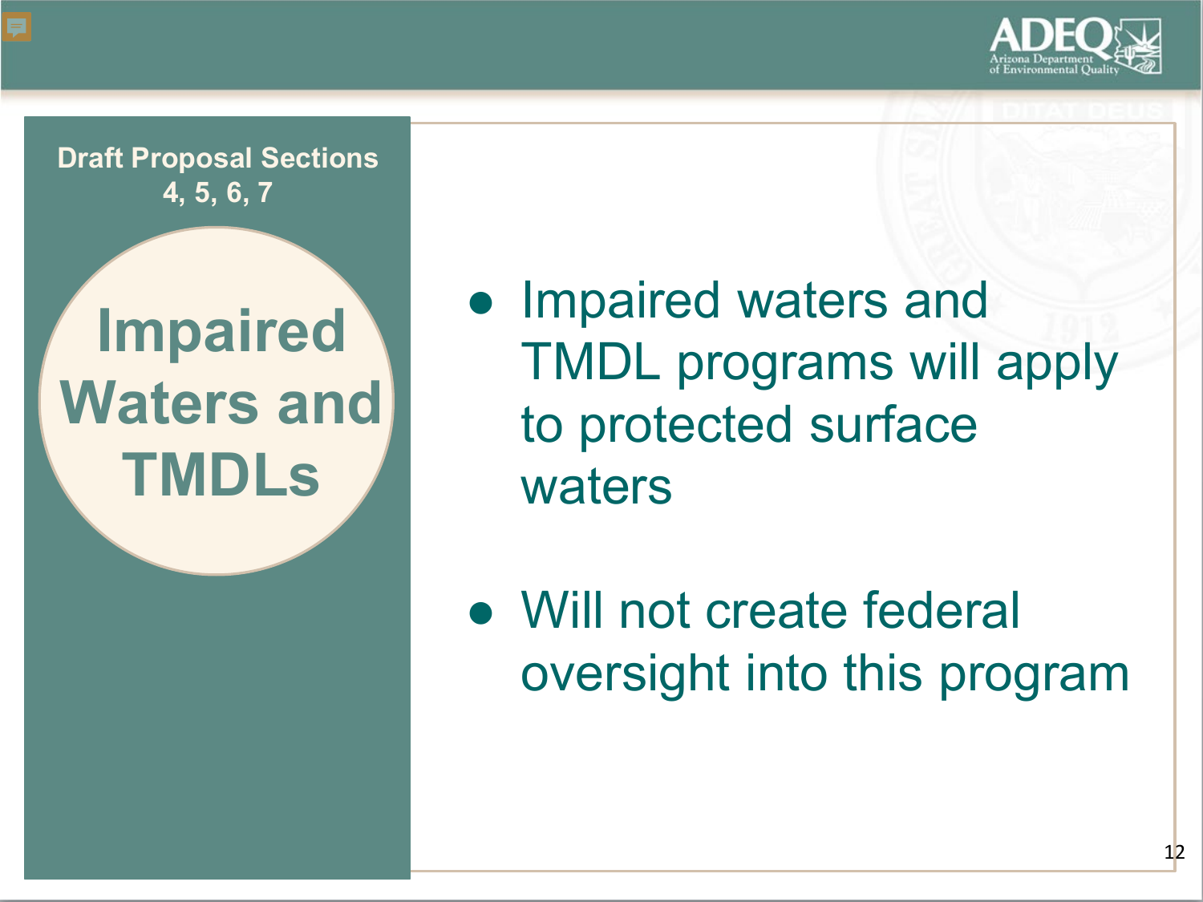Draft Proposal Sections 4, 5, 6, 7

## Impaired Waters and TMDLs

- Impaired waters and TMDL programs will apply to protected surface waters
- Will not create federal oversight into this program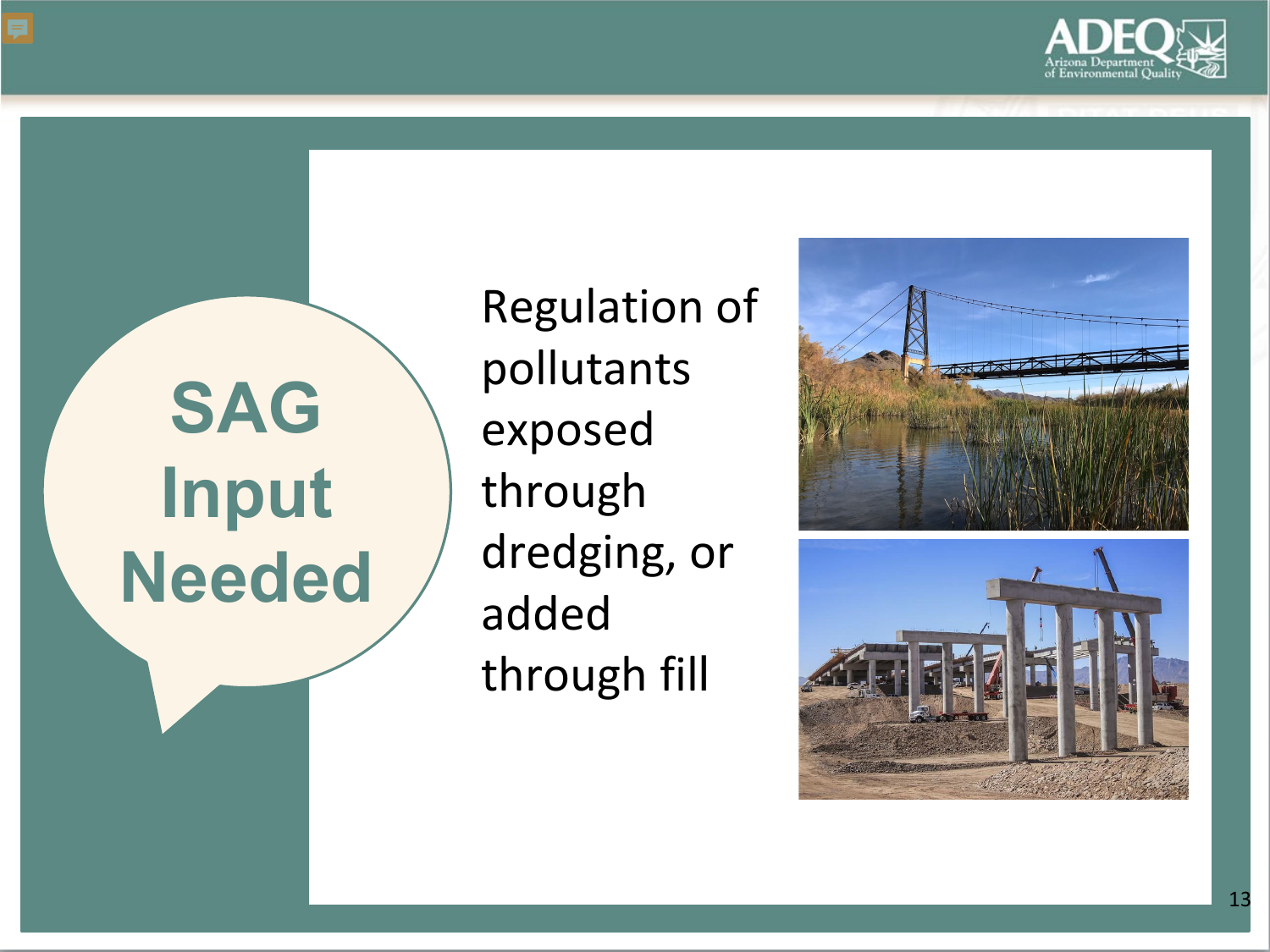# SAG Input Needed

Regulation of pollutants exposed through dredging, or added through fill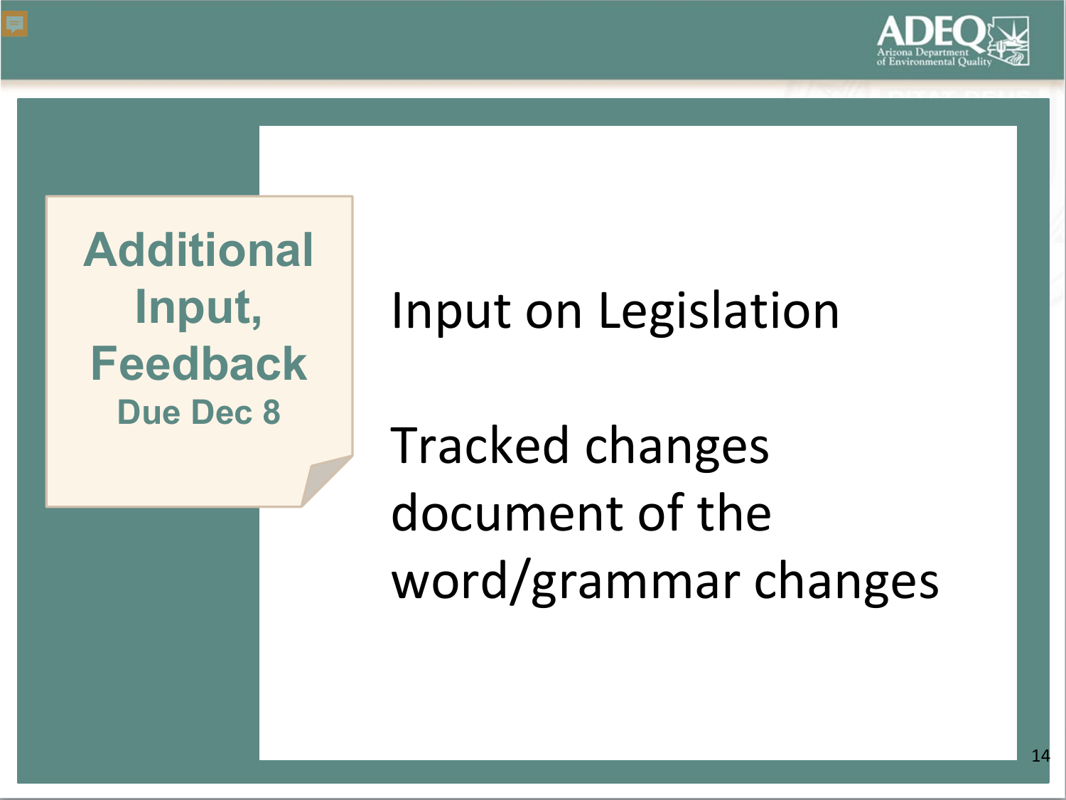## Additional Input, Feedback

**Due Dec 8**

Input on Legislation

Tracked changes document of the word/grammar changes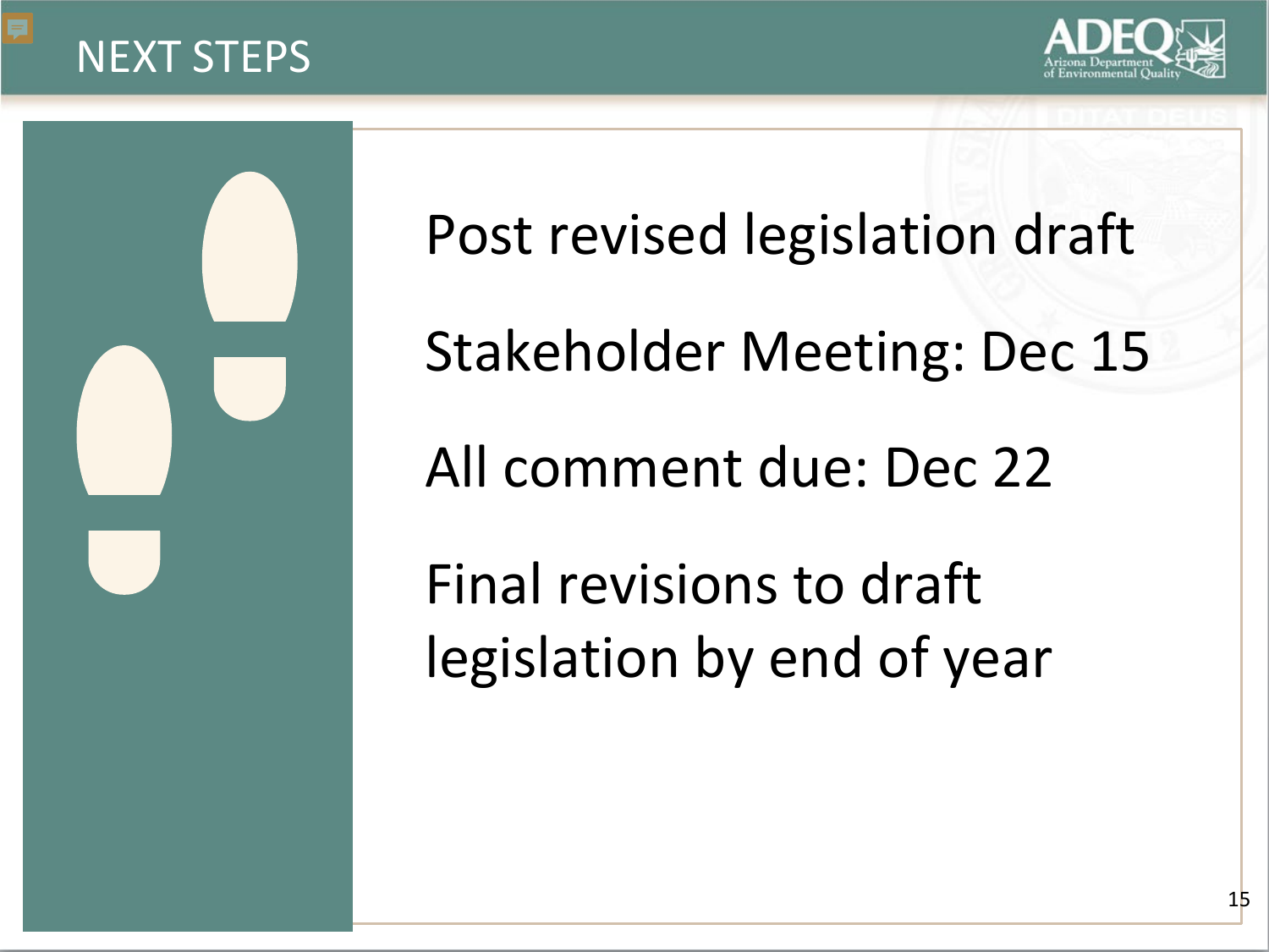# NEXT STEPS

Post revised legislation draft

Stakeholder Meeting: Dec 15

All comment due: Dec 22

Final revisions to draft legislation by end of year